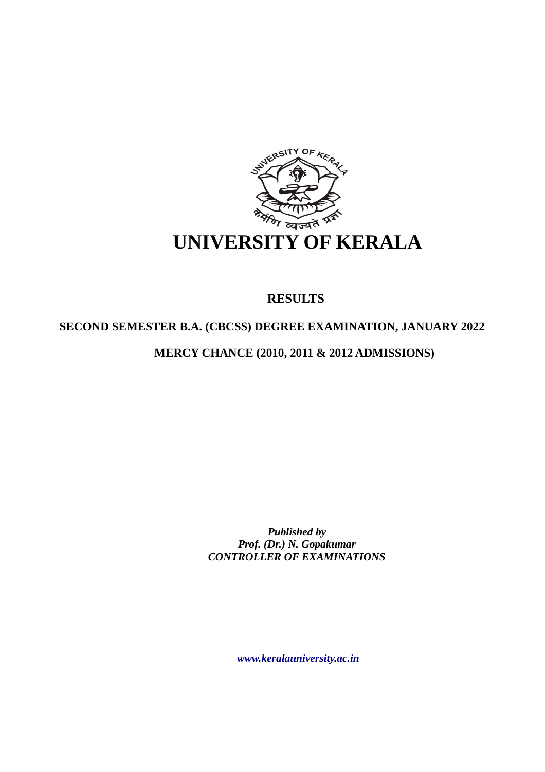# UNIVERSITY OF KERALA

## RESULTS

### SECOND SEMESTER B.A. (CBCSS) DEGREE EXAMINATION, JANUARY 2022

### MERCY CHANCE (2010, 2011 & 2012 ADMISSIONS)

***Published by***
***Prof. (Dr.) N. Gopakumar***
***CONTROLLER OF EXAMINATIONS***

*www.keralauniversity.ac.in*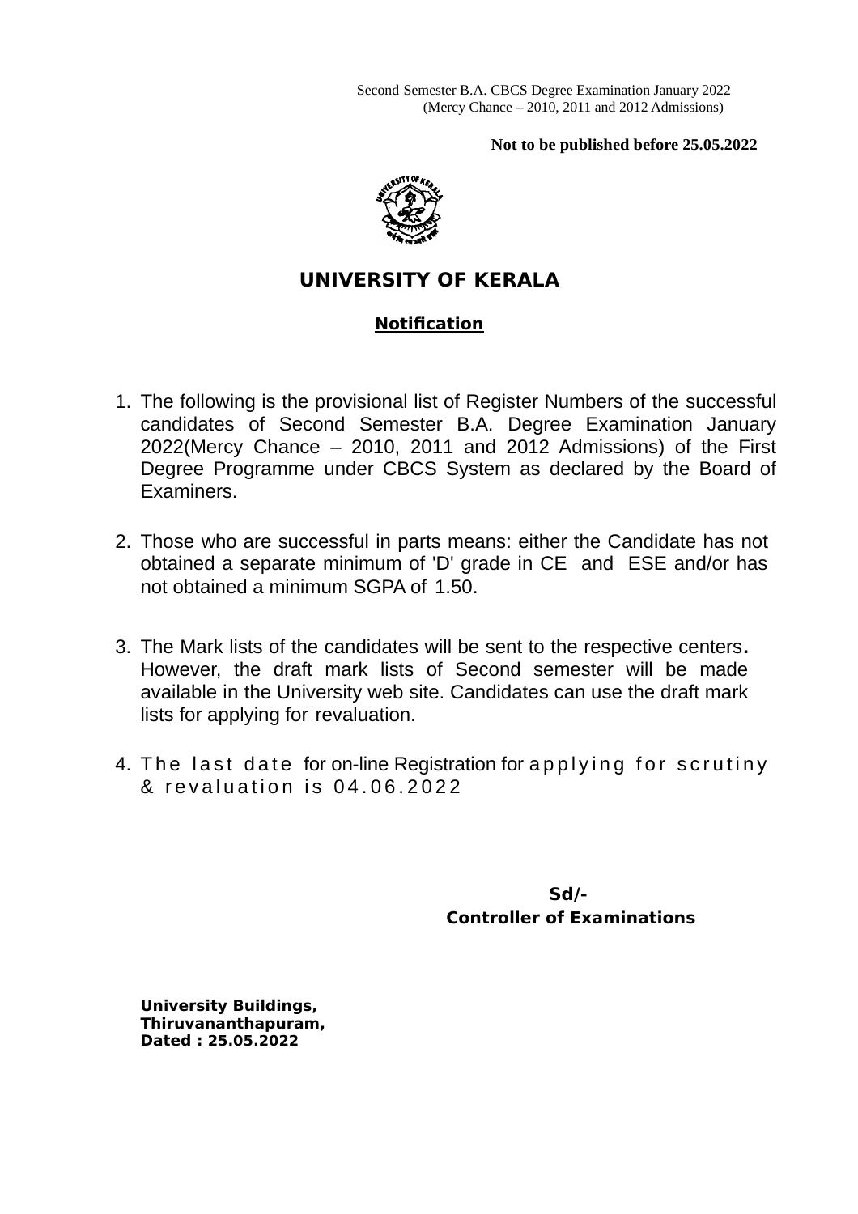Second Semester B.A. CBCS Degree Examination January 2022
(Mercy Chance – 2010, 2011 and 2012 Admissions)

**Not to be published before 25.05.2022**

# UNIVERSITY OF KERALA

## Notification

1. The following is the provisional list of Register Numbers of the successful candidates of Second Semester B.A. Degree Examination January 2022(Mercy Chance – 2010, 2011 and 2012 Admissions) of the First Degree Programme under CBCS System as declared by the Board of Examiners.

2. Those who are successful in parts means: either the Candidate has not obtained a separate minimum of 'D' grade in CE and ESE and/or has not obtained a minimum SGPA of 1.50.

3. The Mark lists of the candidates will be sent to the respective centers. However, the draft mark lists of Second semester will be made available in the University web site. Candidates can use the draft mark lists for applying for revaluation.

4. The last date for on-line Registration for applying for scrutiny & revaluation is 04.06.2022

**Sd/-**
**Controller of Examinations**

**University Buildings,**
**Thiruvananthapuram,**
**Dated : 25.05.2022**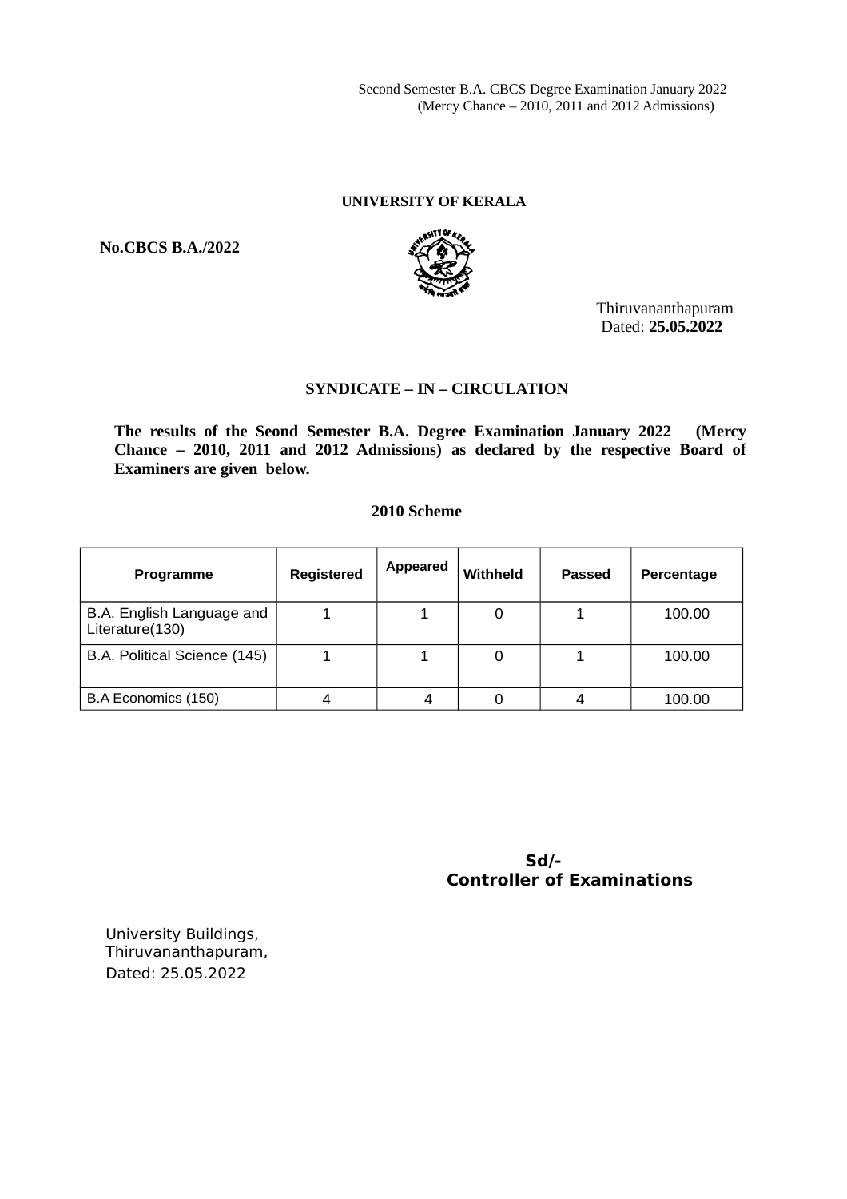Second Semester B.A. CBCS Degree Examination January 2022
(Mercy Chance – 2010, 2011 and 2012 Admissions)

**UNIVERSITY OF KERALA**

**No.CBCS B.A./2022**

Thiruvananthapuram
Dated: **25.05.2022**

**SYNDICATE – IN – CIRCULATION**

**The results of the Seond Semester B.A. Degree Examination January 2022 (Mercy Chance – 2010, 2011 and 2012 Admissions) as declared by the respective Board of Examiners are given below.**

**2010 Scheme**

| Programme | Registered | Appeared | Withheld | Passed | Percentage |
|---|---|---|---|---|---|
| B.A. English Language and Literature(130) | 1 | 1 | 0 | 1 | 100.00 |
| B.A. Political Science (145) | 1 | 1 | 0 | 1 | 100.00 |
| B.A Economics (150) | 4 | 4 | 0 | 4 | 100.00 |

**Sd/-**
**Controller of Examinations**

University Buildings,
Thiruvananthapuram,
Dated: 25.05.2022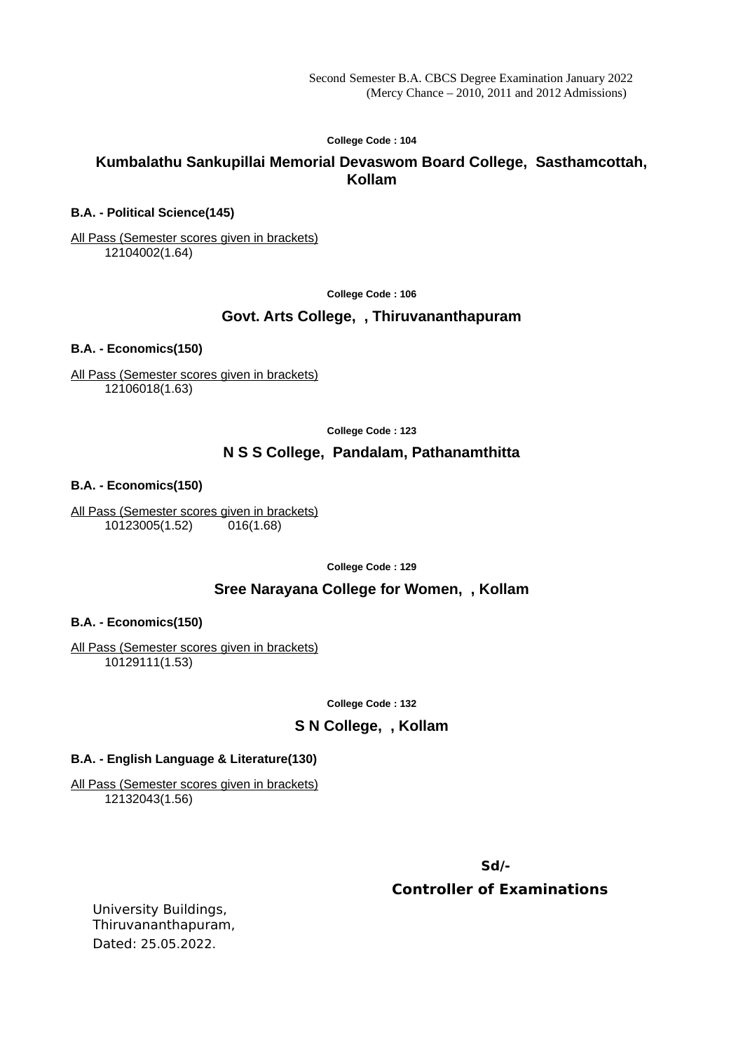Second Semester B.A. CBCS Degree Examination January 2022
(Mercy Chance – 2010, 2011 and 2012 Admissions)

**College Code : 104**

## Kumbalathu Sankupillai Memorial Devaswom Board College, Sasthamcottah, Kollam

**B.A. - Political Science(145)**

All Pass (Semester scores given in brackets)
12104002(1.64)

**College Code : 106**

## Govt. Arts College, , Thiruvananthapuram

**B.A. - Economics(150)**

All Pass (Semester scores given in brackets)
12106018(1.63)

**College Code : 123**

## N S S College, Pandalam, Pathanamthitta

**B.A. - Economics(150)**

All Pass (Semester scores given in brackets)
10123005(1.52) 016(1.68)

**College Code : 129**

## Sree Narayana College for Women, , Kollam

**B.A. - Economics(150)**

All Pass (Semester scores given in brackets)
10129111(1.53)

**College Code : 132**

## S N College, , Kollam

**B.A. - English Language & Literature(130)**

All Pass (Semester scores given in brackets)
12132043(1.56)

**Sd/-**

**Controller of Examinations**

University Buildings,
Thiruvananthapuram,
Dated: 25.05.2022.